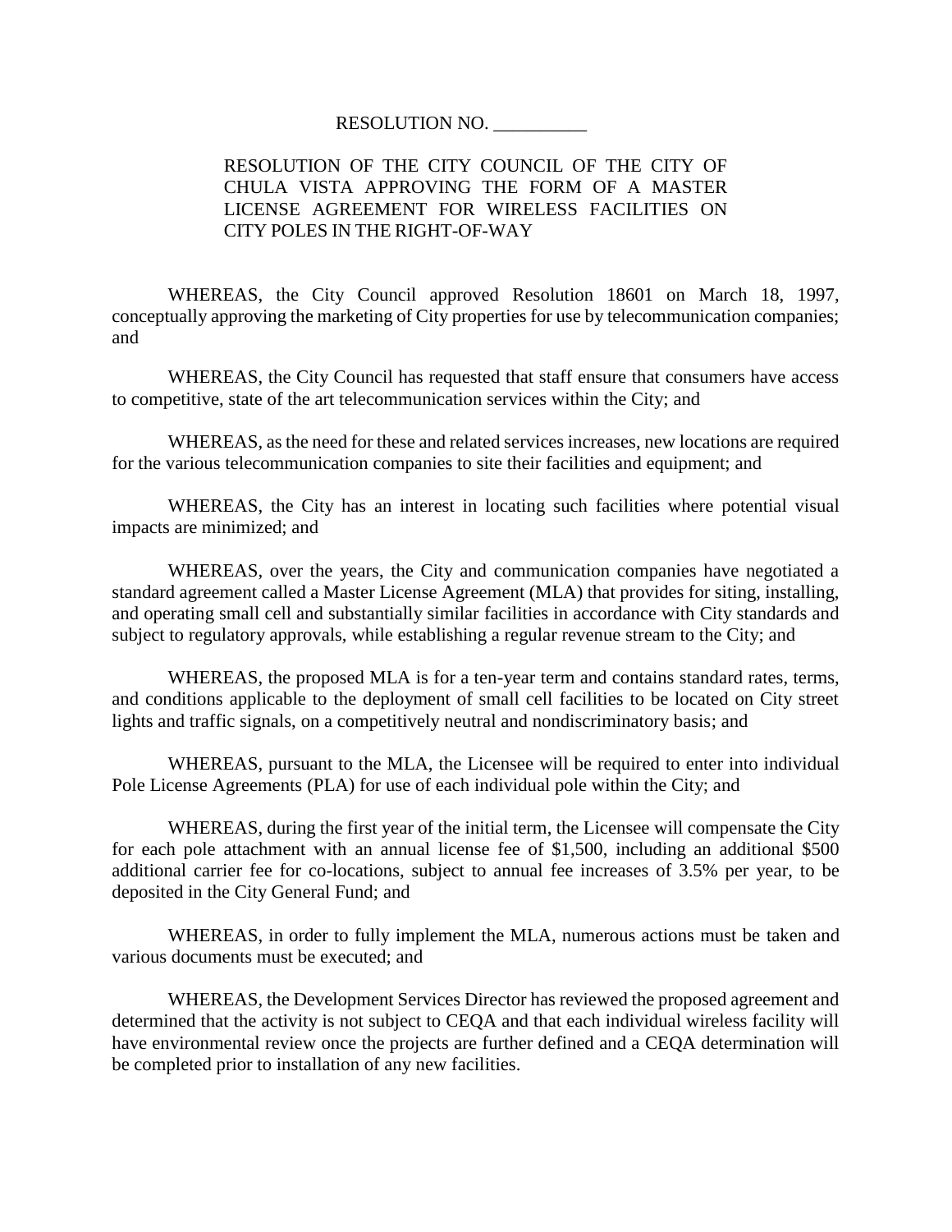RESOLUTION NO. __________

RESOLUTION OF THE CITY COUNCIL OF THE CITY OF CHULA VISTA APPROVING THE FORM OF A MASTER LICENSE AGREEMENT FOR WIRELESS FACILITIES ON CITY POLES IN THE RIGHT-OF-WAY

WHEREAS, the City Council approved Resolution 18601 on March 18, 1997, conceptually approving the marketing of City properties for use by telecommunication companies; and

WHEREAS, the City Council has requested that staff ensure that consumers have access to competitive, state of the art telecommunication services within the City; and

WHEREAS, as the need for these and related services increases, new locations are required for the various telecommunication companies to site their facilities and equipment; and

WHEREAS, the City has an interest in locating such facilities where potential visual impacts are minimized; and

WHEREAS, over the years, the City and communication companies have negotiated a standard agreement called a Master License Agreement (MLA) that provides for siting, installing, and operating small cell and substantially similar facilities in accordance with City standards and subject to regulatory approvals, while establishing a regular revenue stream to the City; and

WHEREAS, the proposed MLA is for a ten-year term and contains standard rates, terms, and conditions applicable to the deployment of small cell facilities to be located on City street lights and traffic signals, on a competitively neutral and nondiscriminatory basis; and

WHEREAS, pursuant to the MLA, the Licensee will be required to enter into individual Pole License Agreements (PLA) for use of each individual pole within the City; and

WHEREAS, during the first year of the initial term, the Licensee will compensate the City for each pole attachment with an annual license fee of $1,500, including an additional $500 additional carrier fee for co-locations, subject to annual fee increases of 3.5% per year, to be deposited in the City General Fund; and

WHEREAS, in order to fully implement the MLA, numerous actions must be taken and various documents must be executed; and

WHEREAS, the Development Services Director has reviewed the proposed agreement and determined that the activity is not subject to CEQA and that each individual wireless facility will have environmental review once the projects are further defined and a CEQA determination will be completed prior to installation of any new facilities.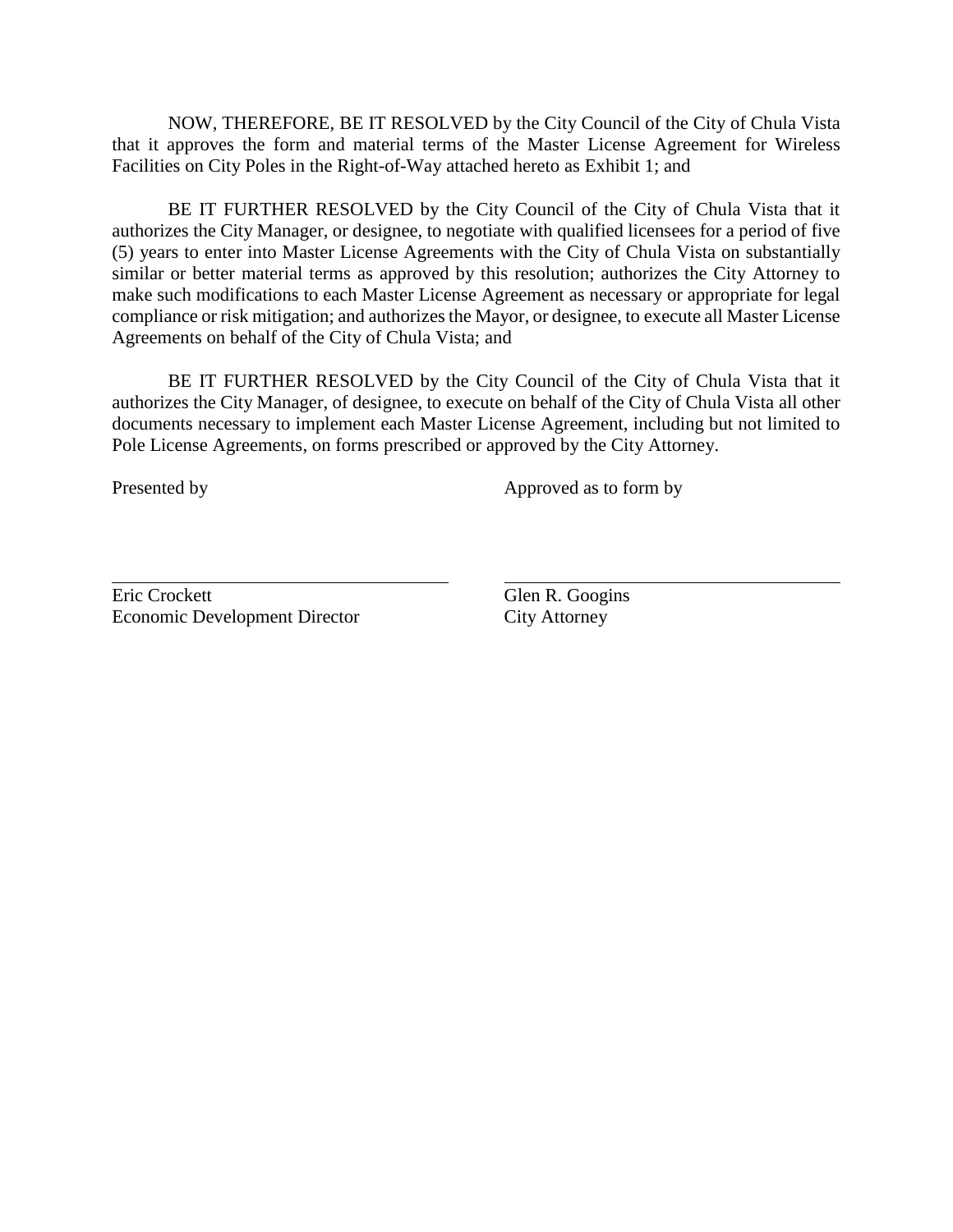NOW, THEREFORE, BE IT RESOLVED by the City Council of the City of Chula Vista that it approves the form and material terms of the Master License Agreement for Wireless Facilities on City Poles in the Right-of-Way attached hereto as Exhibit 1; and

BE IT FURTHER RESOLVED by the City Council of the City of Chula Vista that it authorizes the City Manager, or designee, to negotiate with qualified licensees for a period of five (5) years to enter into Master License Agreements with the City of Chula Vista on substantially similar or better material terms as approved by this resolution; authorizes the City Attorney to make such modifications to each Master License Agreement as necessary or appropriate for legal compliance or risk mitigation; and authorizes the Mayor, or designee, to execute all Master License Agreements on behalf of the City of Chula Vista; and

BE IT FURTHER RESOLVED by the City Council of the City of Chula Vista that it authorizes the City Manager, of designee, to execute on behalf of the City of Chula Vista all other documents necessary to implement each Master License Agreement, including but not limited to Pole License Agreements, on forms prescribed or approved by the City Attorney.

Presented by

Eric Crockett
Economic Development Director

Approved as to form by

Glen R. Googins
City Attorney